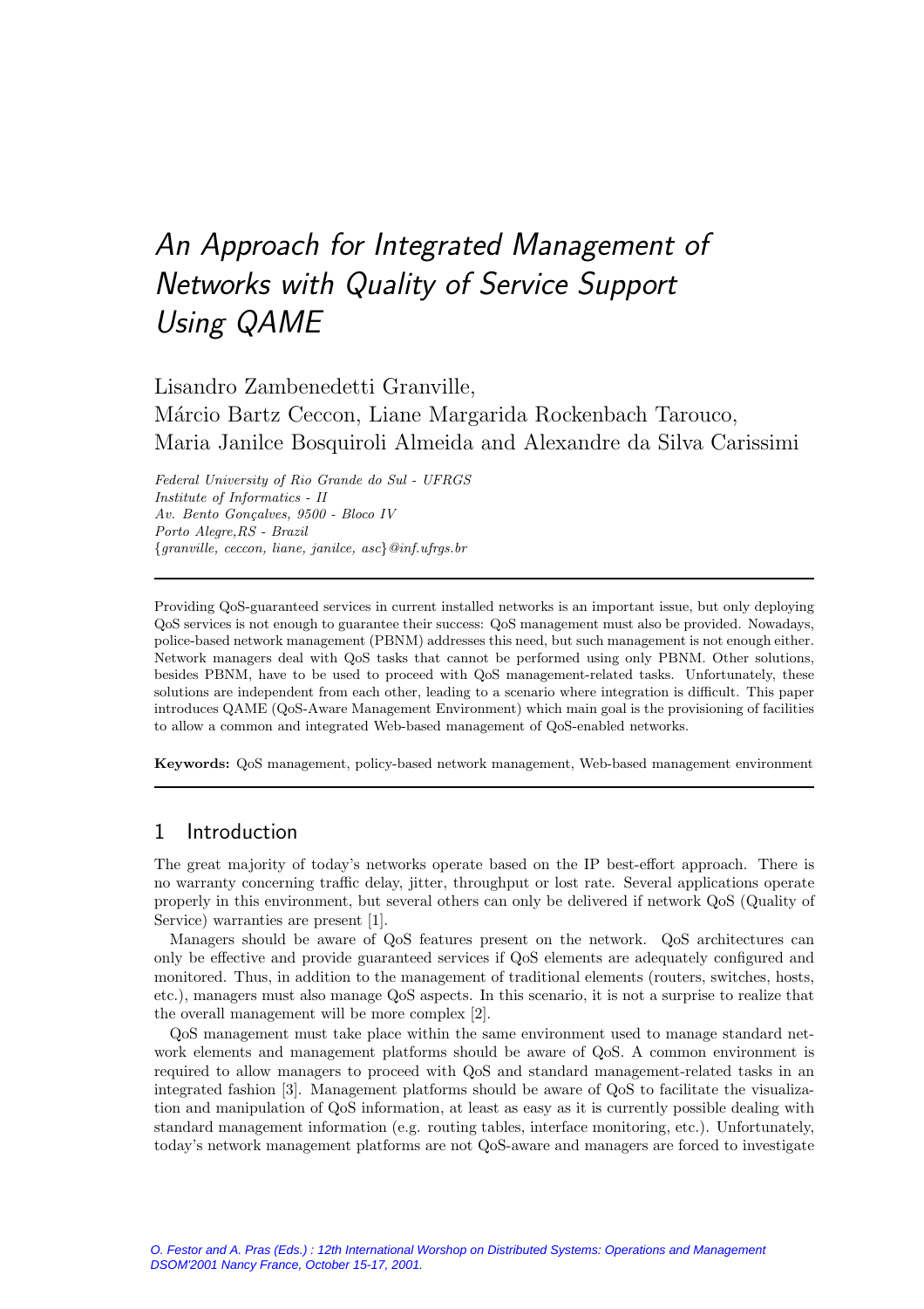# An Approach for Integrated Management of Networks with Quality of Service Support Using QAME

Lisandro Zambenedetti Granville,
Márcio Bartz Ceccon, Liane Margarida Rockenbach Tarouco,
Maria Janilce Bosquiroli Almeida and Alexandre da Silva Carissimi

*Federal University of Rio Grande do Sul - UFRGS*
*Institute of Informatics - II*
*Av. Bento Gonçalves, 9500 - Bloco IV*
*Porto Alegre,RS - Brazil*
*{granville, ceccon, liane, janilce, asc}@inf.ufrgs.br*

---

Providing QoS-guaranteed services in current installed networks is an important issue, but only deploying QoS services is not enough to guarantee their success: QoS management must also be provided. Nowadays, police-based network management (PBNM) addresses this need, but such management is not enough either. Network managers deal with QoS tasks that cannot be performed using only PBNM. Other solutions, besides PBNM, have to be used to proceed with QoS management-related tasks. Unfortunately, these solutions are independent from each other, leading to a scenario where integration is difficult. This paper introduces QAME (QoS-Aware Management Environment) which main goal is the provisioning of facilities to allow a common and integrated Web-based management of QoS-enabled networks.

**Keywords:** QoS management, policy-based network management, Web-based management environment

---

## 1 Introduction

The great majority of today's networks operate based on the IP best-effort approach. There is no warranty concerning traffic delay, jitter, throughput or lost rate. Several applications operate properly in this environment, but several others can only be delivered if network QoS (Quality of Service) warranties are present [1].

Managers should be aware of QoS features present on the network. QoS architectures can only be effective and provide guaranteed services if QoS elements are adequately configured and monitored. Thus, in addition to the management of traditional elements (routers, switches, hosts, etc.), managers must also manage QoS aspects. In this scenario, it is not a surprise to realize that the overall management will be more complex [2].

QoS management must take place within the same environment used to manage standard network elements and management platforms should be aware of QoS. A common environment is required to allow managers to proceed with QoS and standard management-related tasks in an integrated fashion [3]. Management platforms should be aware of QoS to facilitate the visualization and manipulation of QoS information, at least as easy as it is currently possible dealing with standard management information (e.g. routing tables, interface monitoring, etc.). Unfortunately, today's network management platforms are not QoS-aware and managers are forced to investigate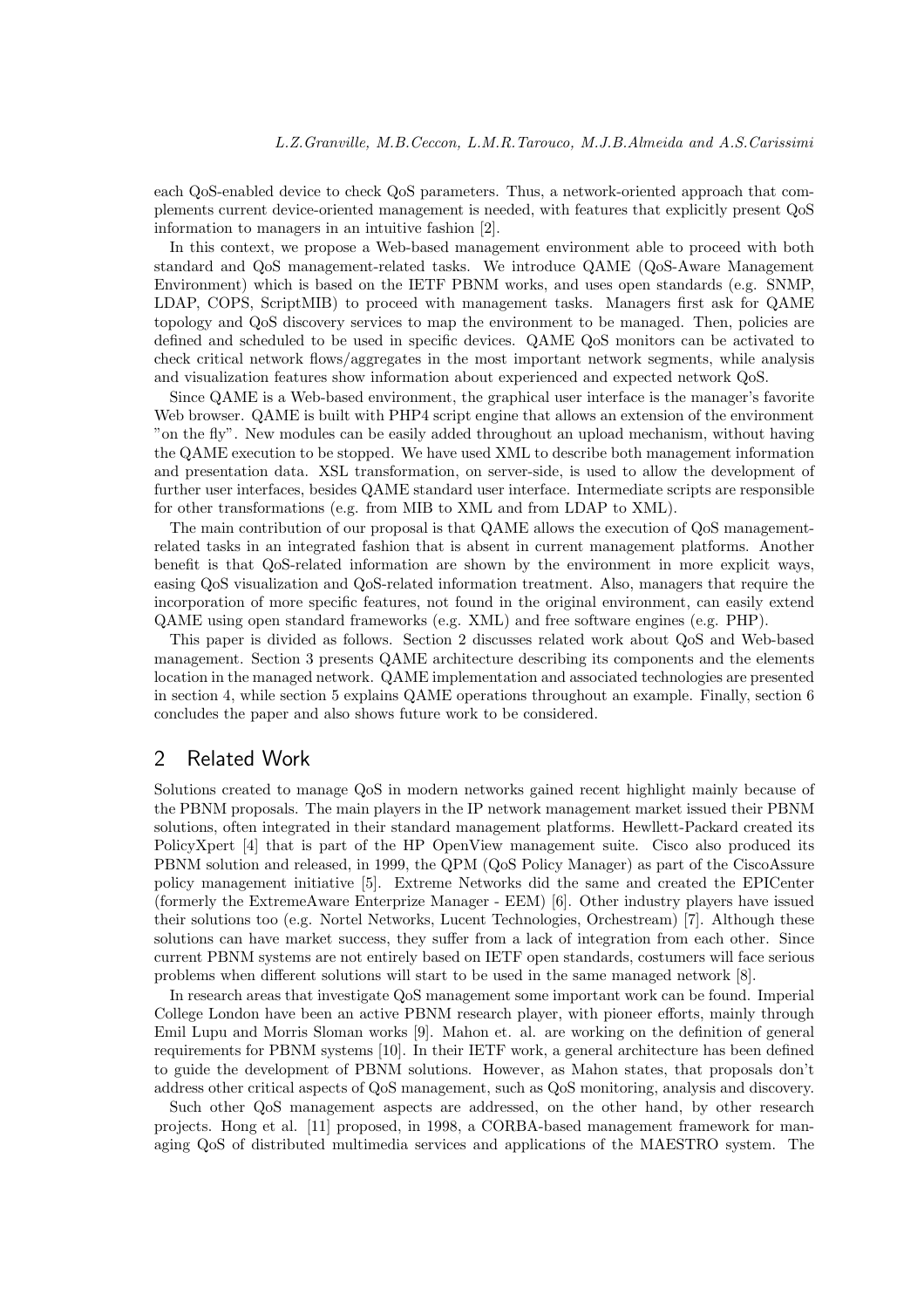each QoS-enabled device to check QoS parameters. Thus, a network-oriented approach that complements current device-oriented management is needed, with features that explicitly present QoS information to managers in an intuitive fashion [2].

In this context, we propose a Web-based management environment able to proceed with both standard and QoS management-related tasks. We introduce QAME (QoS-Aware Management Environment) which is based on the IETF PBNM works, and uses open standards (e.g. SNMP, LDAP, COPS, ScriptMIB) to proceed with management tasks. Managers first ask for QAME topology and QoS discovery services to map the environment to be managed. Then, policies are defined and scheduled to be used in specific devices. QAME QoS monitors can be activated to check critical network flows/aggregates in the most important network segments, while analysis and visualization features show information about experienced and expected network QoS.

Since QAME is a Web-based environment, the graphical user interface is the manager's favorite Web browser. QAME is built with PHP4 script engine that allows an extension of the environment "on the fly". New modules can be easily added throughout an upload mechanism, without having the QAME execution to be stopped. We have used XML to describe both management information and presentation data. XSL transformation, on server-side, is used to allow the development of further user interfaces, besides QAME standard user interface. Intermediate scripts are responsible for other transformations (e.g. from MIB to XML and from LDAP to XML).

The main contribution of our proposal is that QAME allows the execution of QoS management-related tasks in an integrated fashion that is absent in current management platforms. Another benefit is that QoS-related information are shown by the environment in more explicit ways, easing QoS visualization and QoS-related information treatment. Also, managers that require the incorporation of more specific features, not found in the original environment, can easily extend QAME using open standard frameworks (e.g. XML) and free software engines (e.g. PHP).

This paper is divided as follows. Section 2 discusses related work about QoS and Web-based management. Section 3 presents QAME architecture describing its components and the elements location in the managed network. QAME implementation and associated technologies are presented in section 4, while section 5 explains QAME operations throughout an example. Finally, section 6 concludes the paper and also shows future work to be considered.

## 2 Related Work

Solutions created to manage QoS in modern networks gained recent highlight mainly because of the PBNM proposals. The main players in the IP network management market issued their PBNM solutions, often integrated in their standard management platforms. Hewllett-Packard created its PolicyXpert [4] that is part of the HP OpenView management suite. Cisco also produced its PBNM solution and released, in 1999, the QPM (QoS Policy Manager) as part of the CiscoAssure policy management initiative [5]. Extreme Networks did the same and created the EPICenter (formerly the ExtremeAware Enterprize Manager - EEM) [6]. Other industry players have issued their solutions too (e.g. Nortel Networks, Lucent Technologies, Orchestream) [7]. Although these solutions can have market success, they suffer from a lack of integration from each other. Since current PBNM systems are not entirely based on IETF open standards, costumers will face serious problems when different solutions will start to be used in the same managed network [8].

In research areas that investigate QoS management some important work can be found. Imperial College London have been an active PBNM research player, with pioneer efforts, mainly through Emil Lupu and Morris Sloman works [9]. Mahon et. al. are working on the definition of general requirements for PBNM systems [10]. In their IETF work, a general architecture has been defined to guide the development of PBNM solutions. However, as Mahon states, that proposals don't address other critical aspects of QoS management, such as QoS monitoring, analysis and discovery.

Such other QoS management aspects are addressed, on the other hand, by other research projects. Hong et al. [11] proposed, in 1998, a CORBA-based management framework for managing QoS of distributed multimedia services and applications of the MAESTRO system. The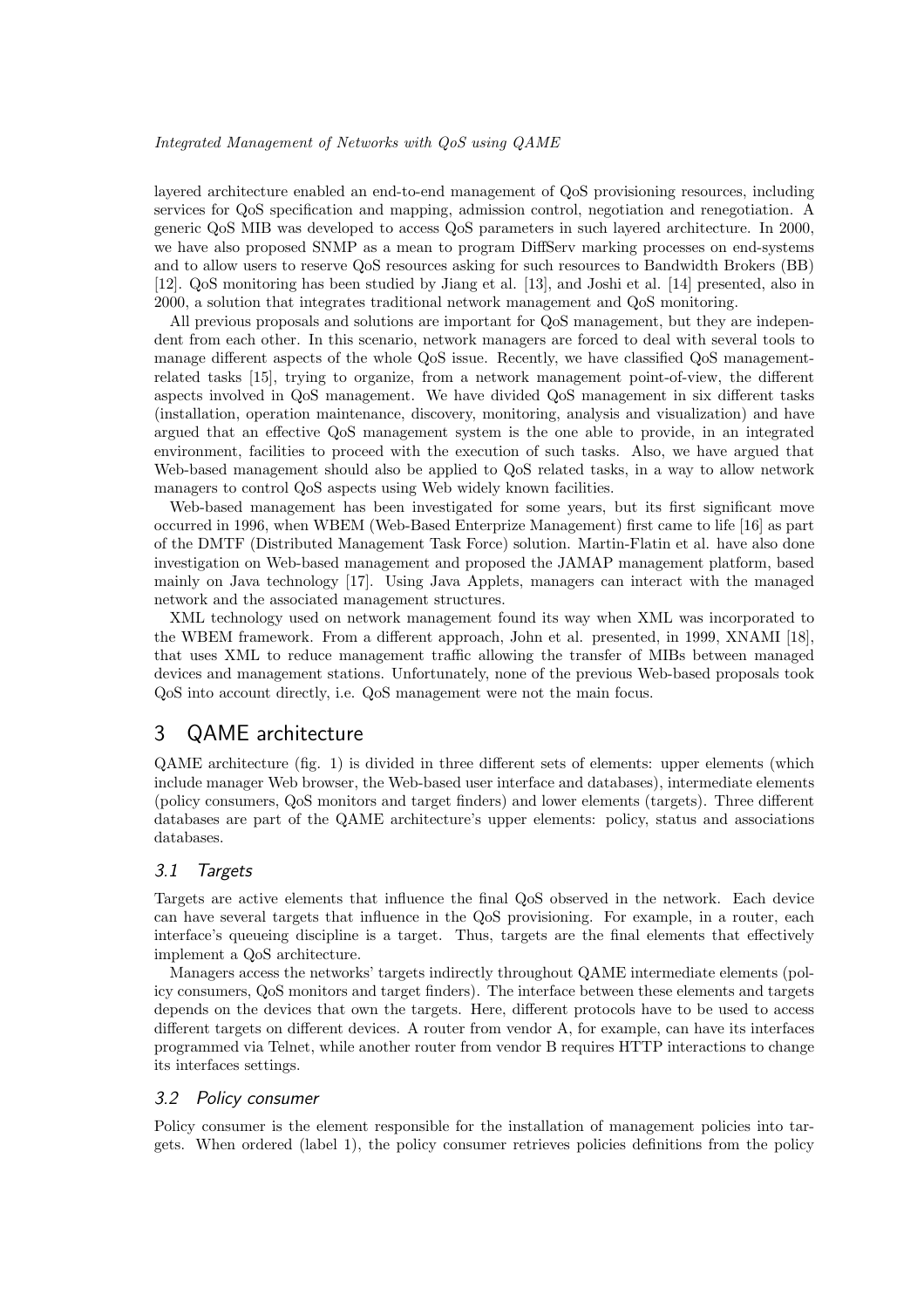layered architecture enabled an end-to-end management of QoS provisioning resources, including services for QoS specification and mapping, admission control, negotiation and renegotiation. A generic QoS MIB was developed to access QoS parameters in such layered architecture. In 2000, we have also proposed SNMP as a mean to program DiffServ marking processes on end-systems and to allow users to reserve QoS resources asking for such resources to Bandwidth Brokers (BB) [12]. QoS monitoring has been studied by Jiang et al. [13], and Joshi et al. [14] presented, also in 2000, a solution that integrates traditional network management and QoS monitoring.

All previous proposals and solutions are important for QoS management, but they are independent from each other. In this scenario, network managers are forced to deal with several tools to manage different aspects of the whole QoS issue. Recently, we have classified QoS management-related tasks [15], trying to organize, from a network management point-of-view, the different aspects involved in QoS management. We have divided QoS management in six different tasks (installation, operation maintenance, discovery, monitoring, analysis and visualization) and have argued that an effective QoS management system is the one able to provide, in an integrated environment, facilities to proceed with the execution of such tasks. Also, we have argued that Web-based management should also be applied to QoS related tasks, in a way to allow network managers to control QoS aspects using Web widely known facilities.

Web-based management has been investigated for some years, but its first significant move occurred in 1996, when WBEM (Web-Based Enterprize Management) first came to life [16] as part of the DMTF (Distributed Management Task Force) solution. Martin-Flatin et al. have also done investigation on Web-based management and proposed the JAMAP management platform, based mainly on Java technology [17]. Using Java Applets, managers can interact with the managed network and the associated management structures.

XML technology used on network management found its way when XML was incorporated to the WBEM framework. From a different approach, John et al. presented, in 1999, XNAMI [18], that uses XML to reduce management traffic allowing the transfer of MIBs between managed devices and management stations. Unfortunately, none of the previous Web-based proposals took QoS into account directly, i.e. QoS management were not the main focus.

## 3 QAME architecture

QAME architecture (fig. 1) is divided in three different sets of elements: upper elements (which include manager Web browser, the Web-based user interface and databases), intermediate elements (policy consumers, QoS monitors and target finders) and lower elements (targets). Three different databases are part of the QAME architecture's upper elements: policy, status and associations databases.

### 3.1 Targets

Targets are active elements that influence the final QoS observed in the network. Each device can have several targets that influence in the QoS provisioning. For example, in a router, each interface's queueing discipline is a target. Thus, targets are the final elements that effectively implement a QoS architecture.

Managers access the networks' targets indirectly throughout QAME intermediate elements (policy consumers, QoS monitors and target finders). The interface between these elements and targets depends on the devices that own the targets. Here, different protocols have to be used to access different targets on different devices. A router from vendor A, for example, can have its interfaces programmed via Telnet, while another router from vendor B requires HTTP interactions to change its interfaces settings.

### 3.2 Policy consumer

Policy consumer is the element responsible for the installation of management policies into targets. When ordered (label 1), the policy consumer retrieves policies definitions from the policy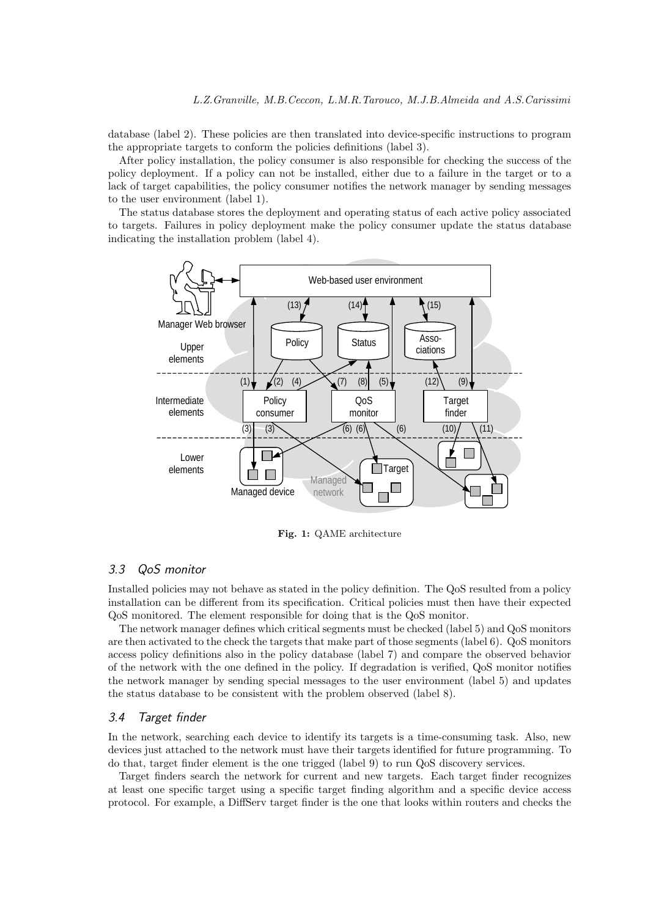database (label 2). These policies are then translated into device-specific instructions to program the appropriate targets to conform the policies definitions (label 3).

After policy installation, the policy consumer is also responsible for checking the success of the policy deployment. If a policy can not be installed, either due to a failure in the target or to a lack of target capabilities, the policy consumer notifies the network manager by sending messages to the user environment (label 1).

The status database stores the deployment and operating status of each active policy associated to targets. Failures in policy deployment make the policy consumer update the status database indicating the installation problem (label 4).

**Fig. 1:** QAME architecture

### 3.3 QoS monitor

Installed policies may not behave as stated in the policy definition. The QoS resulted from a policy installation can be different from its specification. Critical policies must then have their expected QoS monitored. The element responsible for doing that is the QoS monitor.

The network manager defines which critical segments must be checked (label 5) and QoS monitors are then activated to the check the targets that make part of those segments (label 6). QoS monitors access policy definitions also in the policy database (label 7) and compare the observed behavior of the network with the one defined in the policy. If degradation is verified, QoS monitor notifies the network manager by sending special messages to the user environment (label 5) and updates the status database to be consistent with the problem observed (label 8).

### 3.4 Target finder

In the network, searching each device to identify its targets is a time-consuming task. Also, new devices just attached to the network must have their targets identified for future programming. To do that, target finder element is the one trigged (label 9) to run QoS discovery services.

Target finders search the network for current and new targets. Each target finder recognizes at least one specific target using a specific target finding algorithm and a specific device access protocol. For example, a DiffServ target finder is the one that looks within routers and checks the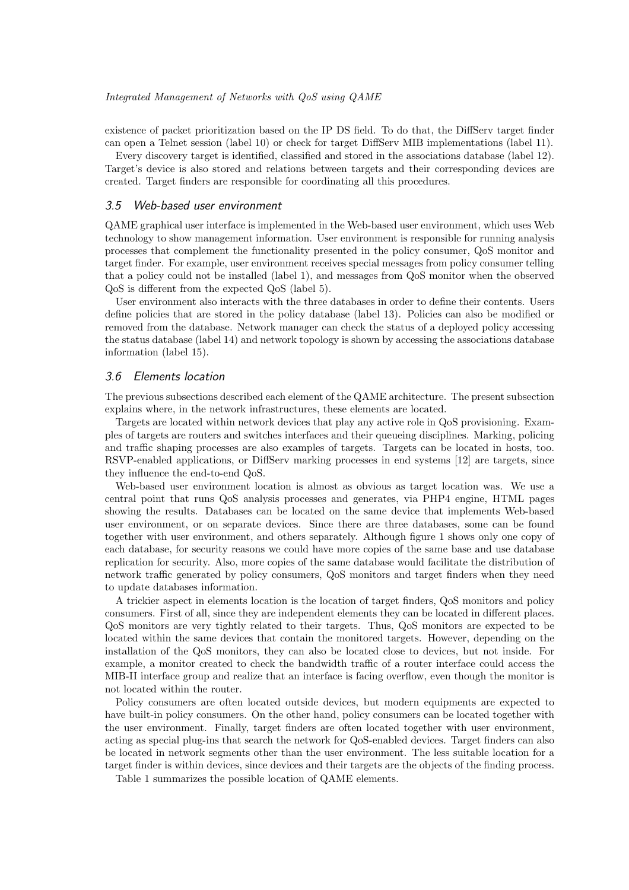existence of packet prioritization based on the IP DS field. To do that, the DiffServ target finder can open a Telnet session (label 10) or check for target DiffServ MIB implementations (label 11).

Every discovery target is identified, classified and stored in the associations database (label 12). Target's device is also stored and relations between targets and their corresponding devices are created. Target finders are responsible for coordinating all this procedures.

### *3.5 Web-based user environment*

QAME graphical user interface is implemented in the Web-based user environment, which uses Web technology to show management information. User environment is responsible for running analysis processes that complement the functionality presented in the policy consumer, QoS monitor and target finder. For example, user environment receives special messages from policy consumer telling that a policy could not be installed (label 1), and messages from QoS monitor when the observed QoS is different from the expected QoS (label 5).

User environment also interacts with the three databases in order to define their contents. Users define policies that are stored in the policy database (label 13). Policies can also be modified or removed from the database. Network manager can check the status of a deployed policy accessing the status database (label 14) and network topology is shown by accessing the associations database information (label 15).

### *3.6 Elements location*

The previous subsections described each element of the QAME architecture. The present subsection explains where, in the network infrastructures, these elements are located.

Targets are located within network devices that play any active role in QoS provisioning. Examples of targets are routers and switches interfaces and their queueing disciplines. Marking, policing and traffic shaping processes are also examples of targets. Targets can be located in hosts, too. RSVP-enabled applications, or DiffServ marking processes in end systems [12] are targets, since they influence the end-to-end QoS.

Web-based user environment location is almost as obvious as target location was. We use a central point that runs QoS analysis processes and generates, via PHP4 engine, HTML pages showing the results. Databases can be located on the same device that implements Web-based user environment, or on separate devices. Since there are three databases, some can be found together with user environment, and others separately. Although figure 1 shows only one copy of each database, for security reasons we could have more copies of the same base and use database replication for security. Also, more copies of the same database would facilitate the distribution of network traffic generated by policy consumers, QoS monitors and target finders when they need to update databases information.

A trickier aspect in elements location is the location of target finders, QoS monitors and policy consumers. First of all, since they are independent elements they can be located in different places. QoS monitors are very tightly related to their targets. Thus, QoS monitors are expected to be located within the same devices that contain the monitored targets. However, depending on the installation of the QoS monitors, they can also be located close to devices, but not inside. For example, a monitor created to check the bandwidth traffic of a router interface could access the MIB-II interface group and realize that an interface is facing overflow, even though the monitor is not located within the router.

Policy consumers are often located outside devices, but modern equipments are expected to have built-in policy consumers. On the other hand, policy consumers can be located together with the user environment. Finally, target finders are often located together with user environment, acting as special plug-ins that search the network for QoS-enabled devices. Target finders can also be located in network segments other than the user environment. The less suitable location for a target finder is within devices, since devices and their targets are the objects of the finding process.

Table 1 summarizes the possible location of QAME elements.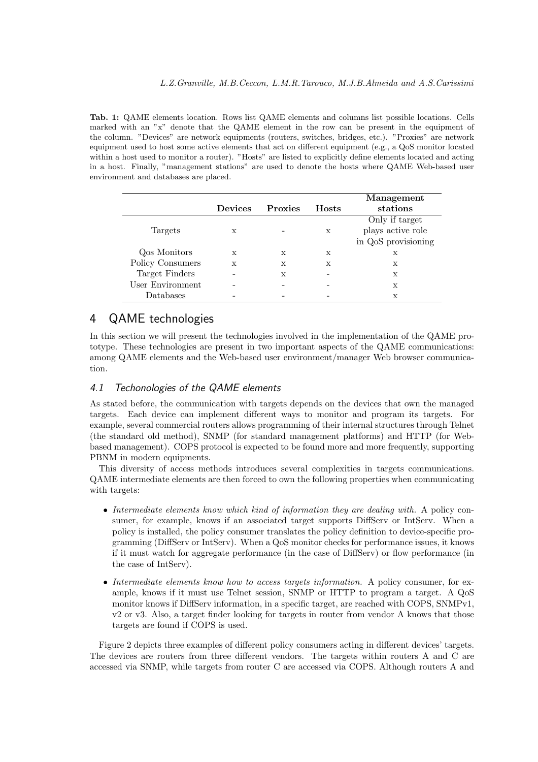**Tab. 1:** QAME elements location. Rows list QAME elements and columns list possible locations. Cells marked with an "x" denote that the QAME element in the row can be present in the equipment of the column. "Devices" are network equipments (routers, switches, bridges, etc.). "Proxies" are network equipment used to host some active elements that act on different equipment (e.g., a QoS monitor located within a host used to monitor a router). "Hosts" are listed to explicitly define elements located and acting in a host. Finally, "management stations" are used to denote the hosts where QAME Web-based user environment and databases are placed.

| | **Devices** | **Proxies** | **Hosts** | **Management stations** |
|---|---|---|---|---|
| Targets | x | - | x | Only if target plays active role in QoS provisioning |
| Qos Monitors | x | x | x | x |
| Policy Consumers | x | x | x | x |
| Target Finders | - | x | - | x |
| User Environment | - | - | - | x |
| Databases | - | - | - | x |

# 4 QAME technologies

In this section we will present the technologies involved in the implementation of the QAME prototype. These technologies are present in two important aspects of the QAME communications: among QAME elements and the Web-based user environment/manager Web browser communication.

## 4.1 *Techonologies of the QAME elements*

As stated before, the communication with targets depends on the devices that own the managed targets. Each device can implement different ways to monitor and program its targets. For example, several commercial routers allows programming of their internal structures through Telnet (the standard old method), SNMP (for standard management platforms) and HTTP (for Web-based management). COPS protocol is expected to be found more and more frequently, supporting PBNM in modern equipments.

This diversity of access methods introduces several complexities in targets communications. QAME intermediate elements are then forced to own the following properties when communicating with targets:

- *Intermediate elements know which kind of information they are dealing with.* A policy consumer, for example, knows if an associated target supports DiffServ or IntServ. When a policy is installed, the policy consumer translates the policy definition to device-specific programming (DiffServ or IntServ). When a QoS monitor checks for performance issues, it knows if it must watch for aggregate performance (in the case of DiffServ) or flow performance (in the case of IntServ).
- *Intermediate elements know how to access targets information.* A policy consumer, for example, knows if it must use Telnet session, SNMP or HTTP to program a target. A QoS monitor knows if DiffServ information, in a specific target, are reached with COPS, SNMPv1, v2 or v3. Also, a target finder looking for targets in router from vendor A knows that those targets are found if COPS is used.

Figure 2 depicts three examples of different policy consumers acting in different devices' targets. The devices are routers from three different vendors. The targets within routers A and C are accessed via SNMP, while targets from router C are accessed via COPS. Although routers A and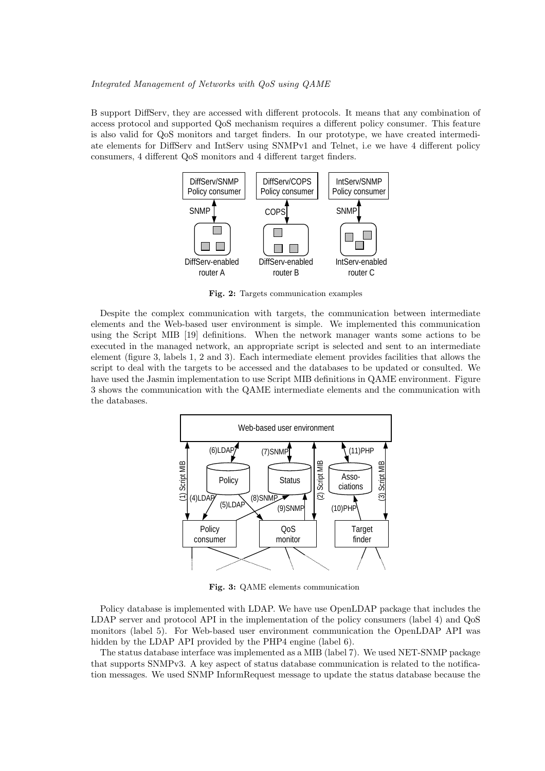B support DiffServ, they are accessed with different protocols. It means that any combination of access protocol and supported QoS mechanism requires a different policy consumer. This feature is also valid for QoS monitors and target finders. In our prototype, we have created intermediate elements for DiffServ and IntServ using SNMPv1 and Telnet, i.e we have 4 different policy consumers, 4 different QoS monitors and 4 different target finders.

**Fig. 2:** Targets communication examples

Despite the complex communication with targets, the communication between intermediate elements and the Web-based user environment is simple. We implemented this communication using the Script MIB [19] definitions. When the network manager wants some actions to be executed in the managed network, an appropriate script is selected and sent to an intermediate element (figure 3, labels 1, 2 and 3). Each intermediate element provides facilities that allows the script to deal with the targets to be accessed and the databases to be updated or consulted. We have used the Jasmin implementation to use Script MIB definitions in QAME environment. Figure 3 shows the communication with the QAME intermediate elements and the communication with the databases.

**Fig. 3:** QAME elements communication

Policy database is implemented with LDAP. We have use OpenLDAP package that includes the LDAP server and protocol API in the implementation of the policy consumers (label 4) and QoS monitors (label 5). For Web-based user environment communication the OpenLDAP API was hidden by the LDAP API provided by the PHP4 engine (label 6).

The status database interface was implemented as a MIB (label 7). We used NET-SNMP package that supports SNMPv3. A key aspect of status database communication is related to the notification messages. We used SNMP InformRequest message to update the status database because the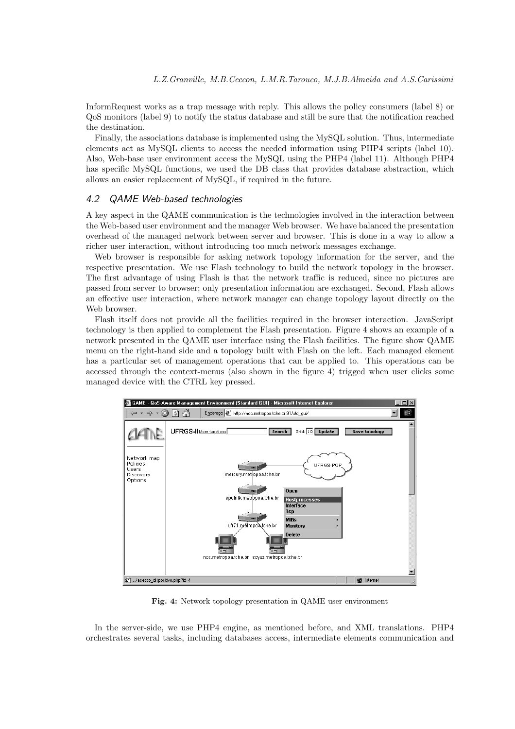InformRequest works as a trap message with reply. This allows the policy consumers (label 8) or QoS monitors (label 9) to notify the status database and still be sure that the notification reached the destination.

Finally, the associations database is implemented using the MySQL solution. Thus, intermediate elements act as MySQL clients to access the needed information using PHP4 scripts (label 10). Also, Web-base user environment access the MySQL using the PHP4 (label 11). Although PHP4 has specific MySQL functions, we used the DB class that provides database abstraction, which allows an easier replacement of MySQL, if required in the future.

### 4.2 QAME Web-based technologies

A key aspect in the QAME communication is the technologies involved in the interaction between the Web-based user environment and the manager Web browser. We have balanced the presentation overhead of the managed network between server and browser. This is done in a way to allow a richer user interaction, without introducing too much network messages exchange.

Web browser is responsible for asking network topology information for the server, and the respective presentation. We use Flash technology to build the network topology in the browser. The first advantage of using Flash is that the network traffic is reduced, since no pictures are passed from server to browser; only presentation information are exchanged. Second, Flash allows an effective user interaction, where network manager can change topology layout directly on the Web browser.

Flash itself does not provide all the facilities required in the browser interaction. JavaScript technology is then applied to complement the Flash presentation. Figure 4 shows an example of a network presented in the QAME user interface using the Flash facilities. The figure show QAME menu on the right-hand side and a topology built with Flash on the left. Each managed element has a particular set of management operations that can be applied to. This operations can be accessed through the context-menus (also shown in the figure 4) trigged when user clicks some managed device with the CTRL key pressed.

**Fig. 4:** Network topology presentation in QAME user environment

In the server-side, we use PHP4 engine, as mentioned before, and XML translations. PHP4 orchestrates several tasks, including databases access, intermediate elements communication and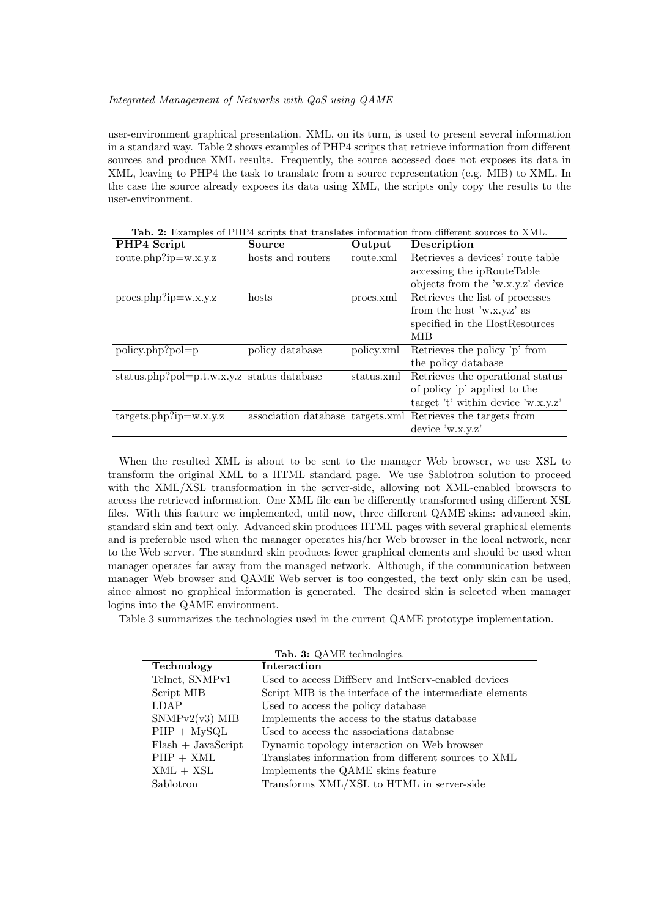user-environment graphical presentation. XML, on its turn, is used to present several information in a standard way. Table 2 shows examples of PHP4 scripts that retrieve information from different sources and produce XML results. Frequently, the source accessed does not exposes its data in XML, leaving to PHP4 the task to translate from a source representation (e.g. MIB) to XML. In the case the source already exposes its data using XML, the scripts only copy the results to the user-environment.

**Tab. 2:** Examples of PHP4 scripts that translates information from different sources to XML.

| PHP4 Script | Source | Output | Description |
|---|---|---|---|
| route.php?ip=w.x.y.z | hosts and routers | route.xml | Retrieves a devices' route table accessing the ipRouteTable objects from the 'w.x.y.z' device |
| procs.php?ip=w.x.y.z | hosts | procs.xml | Retrieves the list of processes from the host 'w.x.y.z' as specified in the HostResources MIB |
| policy.php?pol=p | policy database | policy.xml | Retrieves the policy 'p' from the policy database |
| status.php?pol=p.t.w.x.y.z | status database | status.xml | Retrieves the operational status of policy 'p' applied to the target 't' within device 'w.x.y.z' |
| targets.php?ip=w.x.y.z | association database | targets.xml | Retrieves the targets from device 'w.x.y.z' |

When the resulted XML is about to be sent to the manager Web browser, we use XSL to transform the original XML to a HTML standard page. We use Sablotron solution to proceed with the XML/XSL transformation in the server-side, allowing not XML-enabled browsers to access the retrieved information. One XML file can be differently transformed using different XSL files. With this feature we implemented, until now, three different QAME skins: advanced skin, standard skin and text only. Advanced skin produces HTML pages with several graphical elements and is preferable used when the manager operates his/her Web browser in the local network, near to the Web server. The standard skin produces fewer graphical elements and should be used when manager operates far away from the managed network. Although, if the communication between manager Web browser and QAME Web server is too congested, the text only skin can be used, since almost no graphical information is generated. The desired skin is selected when manager logins into the QAME environment.

Table 3 summarizes the technologies used in the current QAME prototype implementation.

**Tab. 3:** QAME technologies.

| Technology | Interaction |
|---|---|
| Telnet, SNMPv1 | Used to access DiffServ and IntServ-enabled devices |
| Script MIB | Script MIB is the interface of the intermediate elements |
| LDAP | Used to access the policy database |
| SNMPv2(v3) MIB | Implements the access to the status database |
| PHP + MySQL | Used to access the associations database |
| Flash + JavaScript | Dynamic topology interaction on Web browser |
| PHP + XML | Translates information from different sources to XML |
| XML + XSL | Implements the QAME skins feature |
| Sablotron | Transforms XML/XSL to HTML in server-side |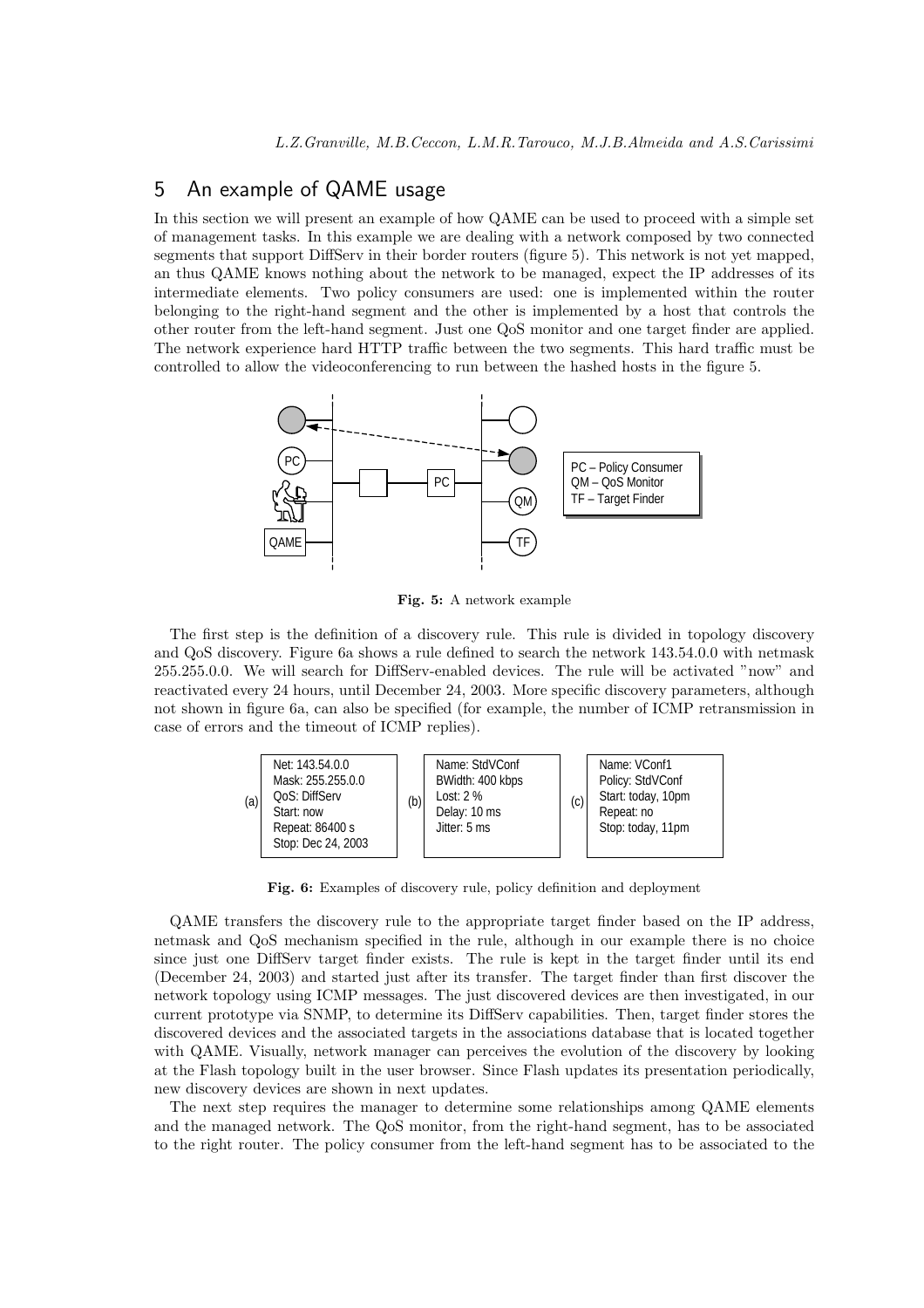## 5 An example of QAME usage

In this section we will present an example of how QAME can be used to proceed with a simple set of management tasks. In this example we are dealing with a network composed by two connected segments that support DiffServ in their border routers (figure 5). This network is not yet mapped, an thus QAME knows nothing about the network to be managed, expect the IP addresses of its intermediate elements. Two policy consumers are used: one is implemented within the router belonging to the right-hand segment and the other is implemented by a host that controls the other router from the left-hand segment. Just one QoS monitor and one target finder are applied. The network experience hard HTTP traffic between the two segments. This hard traffic must be controlled to allow the videoconferencing to run between the hashed hosts in the figure 5.

PC – Policy Consumer
QM – QoS Monitor
TF – Target Finder

**Fig. 5:** A network example

The first step is the definition of a discovery rule. This rule is divided in topology discovery and QoS discovery. Figure 6a shows a rule defined to search the network 143.54.0.0 with netmask 255.255.0.0. We will search for DiffServ-enabled devices. The rule will be activated "now" and reactivated every 24 hours, until December 24, 2003. More specific discovery parameters, although not shown in figure 6a, can also be specified (for example, the number of ICMP retransmission in case of errors and the timeout of ICMP replies).

| (a) | (b) | (c) |
|---|---|---|
| Net: 143.54.0.0<br>Mask: 255.255.0.0<br>QoS: DiffServ<br>Start: now<br>Repeat: 86400 s<br>Stop: Dec 24, 2003 | Name: StdVConf<br>BWidth: 400 kbps<br>Lost: 2 %<br>Delay: 10 ms<br>Jitter: 5 ms | Name: VConf1<br>Policy: StdVConf<br>Start: today, 10pm<br>Repeat: no<br>Stop: today, 11pm |

**Fig. 6:** Examples of discovery rule, policy definition and deployment

QAME transfers the discovery rule to the appropriate target finder based on the IP address, netmask and QoS mechanism specified in the rule, although in our example there is no choice since just one DiffServ target finder exists. The rule is kept in the target finder until its end (December 24, 2003) and started just after its transfer. The target finder than first discover the network topology using ICMP messages. The just discovered devices are then investigated, in our current prototype via SNMP, to determine its DiffServ capabilities. Then, target finder stores the discovered devices and the associated targets in the associations database that is located together with QAME. Visually, network manager can perceives the evolution of the discovery by looking at the Flash topology built in the user browser. Since Flash updates its presentation periodically, new discovery devices are shown in next updates.

The next step requires the manager to determine some relationships among QAME elements and the managed network. The QoS monitor, from the right-hand segment, has to be associated to the right router. The policy consumer from the left-hand segment has to be associated to the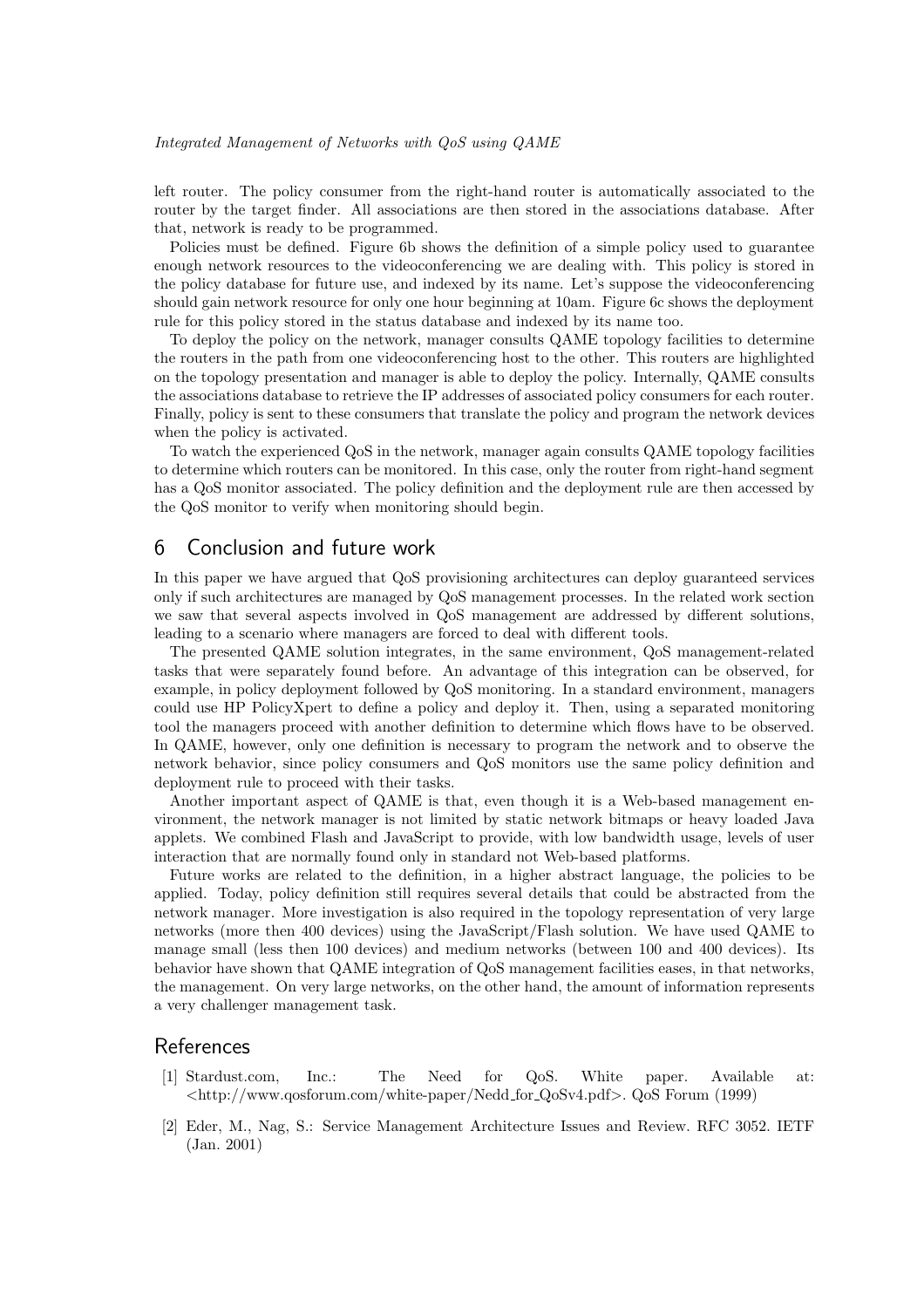left router. The policy consumer from the right-hand router is automatically associated to the router by the target finder. All associations are then stored in the associations database. After that, network is ready to be programmed.

Policies must be defined. Figure 6b shows the definition of a simple policy used to guarantee enough network resources to the videoconferencing we are dealing with. This policy is stored in the policy database for future use, and indexed by its name. Let's suppose the videoconferencing should gain network resource for only one hour beginning at 10am. Figure 6c shows the deployment rule for this policy stored in the status database and indexed by its name too.

To deploy the policy on the network, manager consults QAME topology facilities to determine the routers in the path from one videoconferencing host to the other. This routers are highlighted on the topology presentation and manager is able to deploy the policy. Internally, QAME consults the associations database to retrieve the IP addresses of associated policy consumers for each router. Finally, policy is sent to these consumers that translate the policy and program the network devices when the policy is activated.

To watch the experienced QoS in the network, manager again consults QAME topology facilities to determine which routers can be monitored. In this case, only the router from right-hand segment has a QoS monitor associated. The policy definition and the deployment rule are then accessed by the QoS monitor to verify when monitoring should begin.

## 6 Conclusion and future work

In this paper we have argued that QoS provisioning architectures can deploy guaranteed services only if such architectures are managed by QoS management processes. In the related work section we saw that several aspects involved in QoS management are addressed by different solutions, leading to a scenario where managers are forced to deal with different tools.

The presented QAME solution integrates, in the same environment, QoS management-related tasks that were separately found before. An advantage of this integration can be observed, for example, in policy deployment followed by QoS monitoring. In a standard environment, managers could use HP PolicyXpert to define a policy and deploy it. Then, using a separated monitoring tool the managers proceed with another definition to determine which flows have to be observed. In QAME, however, only one definition is necessary to program the network and to observe the network behavior, since policy consumers and QoS monitors use the same policy definition and deployment rule to proceed with their tasks.

Another important aspect of QAME is that, even though it is a Web-based management environment, the network manager is not limited by static network bitmaps or heavy loaded Java applets. We combined Flash and JavaScript to provide, with low bandwidth usage, levels of user interaction that are normally found only in standard not Web-based platforms.

Future works are related to the definition, in a higher abstract language, the policies to be applied. Today, policy definition still requires several details that could be abstracted from the network manager. More investigation is also required in the topology representation of very large networks (more then 400 devices) using the JavaScript/Flash solution. We have used QAME to manage small (less then 100 devices) and medium networks (between 100 and 400 devices). Its behavior have shown that QAME integration of QoS management facilities eases, in that networks, the management. On very large networks, on the other hand, the amount of information represents a very challenger management task.

## References

[1] Stardust.com, Inc.: The Need for QoS. White paper. Available at: <http://www.qosforum.com/white-paper/Nedd_for_QoSv4.pdf>. QoS Forum (1999)

[2] Eder, M., Nag, S.: Service Management Architecture Issues and Review. RFC 3052. IETF (Jan. 2001)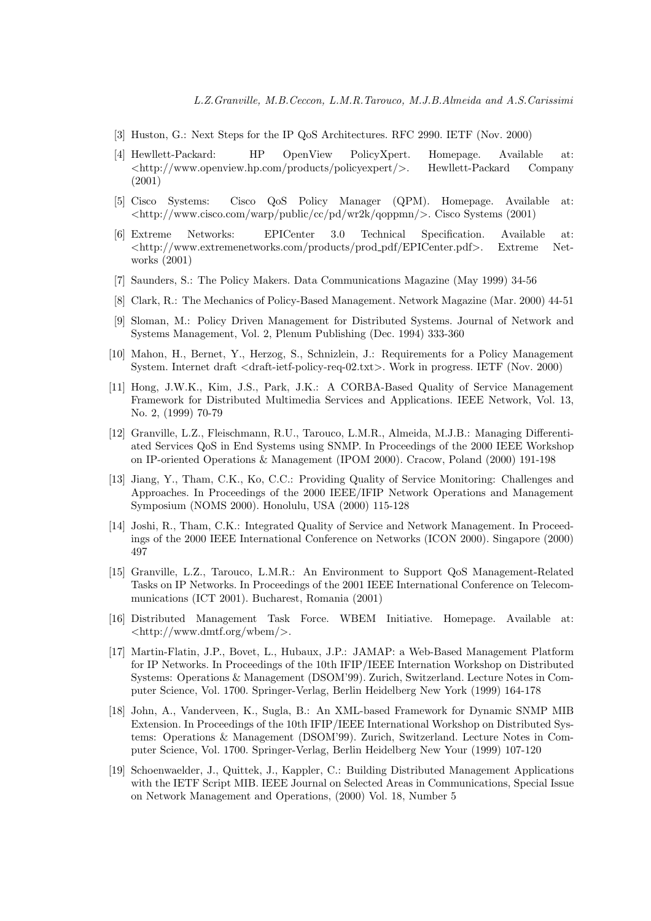[3] Huston, G.: Next Steps for the IP QoS Architectures. RFC 2990. IETF (Nov. 2000)

[4] Hewllett-Packard: HP OpenView PolicyXpert. Homepage. Available at: <http://www.openview.hp.com/products/policyexpert/>. Hewllett-Packard Company (2001)

[5] Cisco Systems: Cisco QoS Policy Manager (QPM). Homepage. Available at: <http://www.cisco.com/warp/public/cc/pd/wr2k/qoppmn/>. Cisco Systems (2001)

[6] Extreme Networks: EPICenter 3.0 Technical Specification. Available at: <http://www.extremenetworks.com/products/prod_pdf/EPICenter.pdf>. Extreme Networks (2001)

[7] Saunders, S.: The Policy Makers. Data Communications Magazine (May 1999) 34-56

[8] Clark, R.: The Mechanics of Policy-Based Management. Network Magazine (Mar. 2000) 44-51

[9] Sloman, M.: Policy Driven Management for Distributed Systems. Journal of Network and Systems Management, Vol. 2, Plenum Publishing (Dec. 1994) 333-360

[10] Mahon, H., Bernet, Y., Herzog, S., Schnizlein, J.: Requirements for a Policy Management System. Internet draft <draft-ietf-policy-req-02.txt>. Work in progress. IETF (Nov. 2000)

[11] Hong, J.W.K., Kim, J.S., Park, J.K.: A CORBA-Based Quality of Service Management Framework for Distributed Multimedia Services and Applications. IEEE Network, Vol. 13, No. 2, (1999) 70-79

[12] Granville, L.Z., Fleischmann, R.U., Tarouco, L.M.R., Almeida, M.J.B.: Managing Differentiated Services QoS in End Systems using SNMP. In Proceedings of the 2000 IEEE Workshop on IP-oriented Operations & Management (IPOM 2000). Cracow, Poland (2000) 191-198

[13] Jiang, Y., Tham, C.K., Ko, C.C.: Providing Quality of Service Monitoring: Challenges and Approaches. In Proceedings of the 2000 IEEE/IFIP Network Operations and Management Symposium (NOMS 2000). Honolulu, USA (2000) 115-128

[14] Joshi, R., Tham, C.K.: Integrated Quality of Service and Network Management. In Proceedings of the 2000 IEEE International Conference on Networks (ICON 2000). Singapore (2000) 497

[15] Granville, L.Z., Tarouco, L.M.R.: An Environment to Support QoS Management-Related Tasks on IP Networks. In Proceedings of the 2001 IEEE International Conference on Telecommunications (ICT 2001). Bucharest, Romania (2001)

[16] Distributed Management Task Force. WBEM Initiative. Homepage. Available at: <http://www.dmtf.org/wbem/>.

[17] Martin-Flatin, J.P., Bovet, L., Hubaux, J.P.: JAMAP: a Web-Based Management Platform for IP Networks. In Proceedings of the 10th IFIP/IEEE Internation Workshop on Distributed Systems: Operations & Management (DSOM'99). Zurich, Switzerland. Lecture Notes in Computer Science, Vol. 1700. Springer-Verlag, Berlin Heidelberg New York (1999) 164-178

[18] John, A., Vanderveen, K., Sugla, B.: An XML-based Framework for Dynamic SNMP MIB Extension. In Proceedings of the 10th IFIP/IEEE International Workshop on Distributed Systems: Operations & Management (DSOM'99). Zurich, Switzerland. Lecture Notes in Computer Science, Vol. 1700. Springer-Verlag, Berlin Heidelberg New Your (1999) 107-120

[19] Schoenwaelder, J., Quittek, J., Kappler, C.: Building Distributed Management Applications with the IETF Script MIB. IEEE Journal on Selected Areas in Communications, Special Issue on Network Management and Operations, (2000) Vol. 18, Number 5